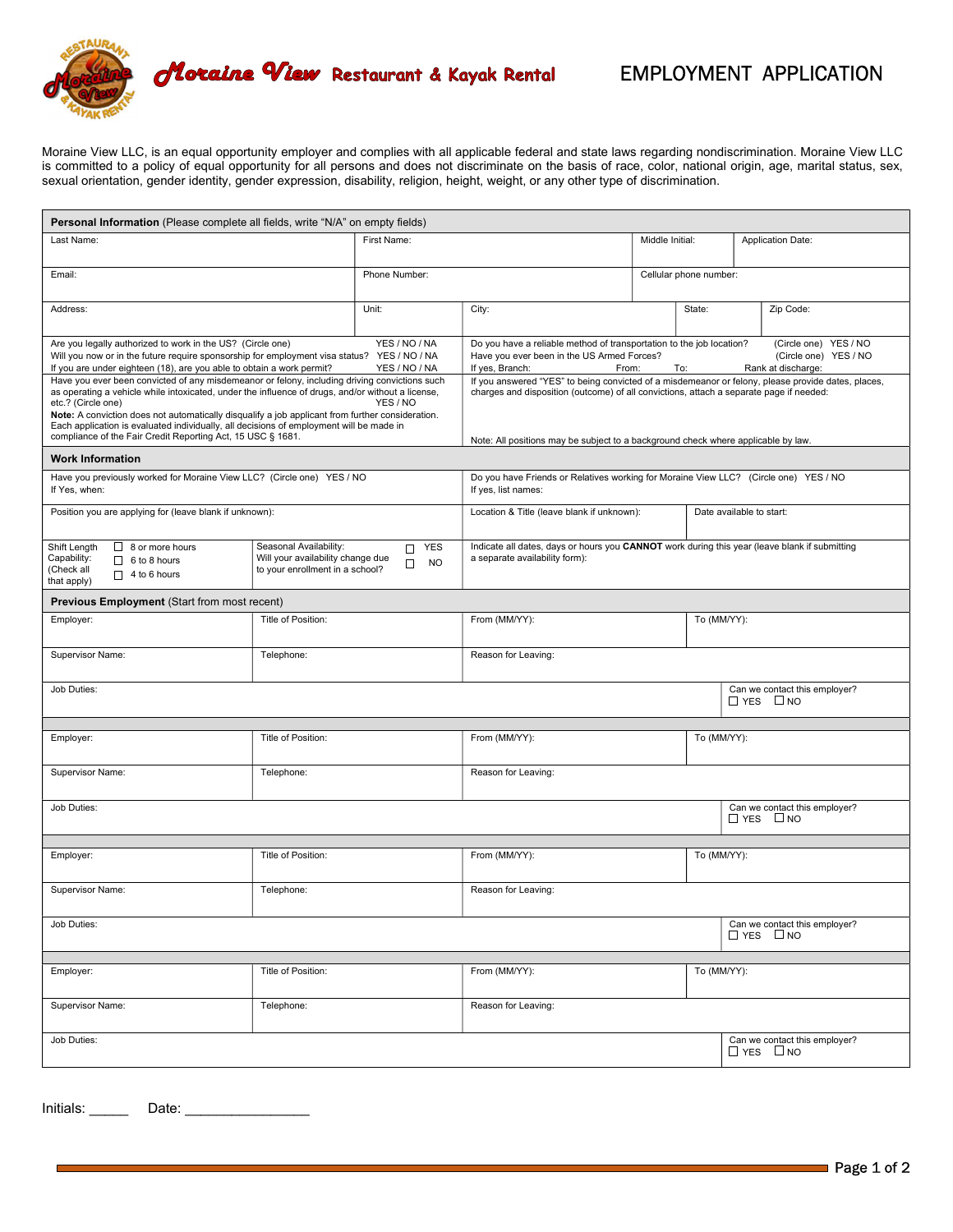# Moraine View Restaurant & Kayak Rental

# EMPLOYMENT APPLICATION

Moraine View LLC, is an equal opportunity employer and complies with all applicable federal and state laws regarding nondiscrimination. Moraine View LLC is committed to a policy of equal opportunity for all persons and does not discriminate on the basis of race, color, national origin, age, marital status, sex, sexual orientation, gender identity, gender expression, disability, religion, height, weight, or any other type of discrimination.

## Personal Information (Please complete all fields, write "N/A" on empty fields)

| Last Name: | First Name: | Middle Initial: | Application Date: |
|---|---|---|---|
| Email: | Phone Number: | Cellular phone number: | |

| Address: | Unit: | City: | State: | Zip Code: |
|---|---|---|---|---|

| | |
|---|---|
| Are you legally authorized to work in the US? (Circle one) YES / NO / NA<br>Will you now or in the future require sponsorship for employment visa status? YES / NO / NA<br>If you are under eighteen (18), are you able to obtain a work permit? YES / NO / NA | Do you have a reliable method of transportation to the job location? (Circle one) YES / NO<br>Have you ever been in the US Armed Forces? (Circle one) YES / NO<br>If yes, Branch: From: To: Rank at discharge: |
| Have you ever been convicted of any misdemeanor or felony, including driving convictions such as operating a vehicle while intoxicated, under the influence of drugs, and/or without a license, etc.? (Circle one) YES / NO<br>**Note:** A conviction does not automatically disqualify a job applicant from further consideration. Each application is evaluated individually, all decisions of employment will be made in compliance of the Fair Credit Reporting Act, 15 USC § 1681. | If you answered "YES" to being convicted of a misdemeanor or felony, please provide dates, places, charges and disposition (outcome) of all convictions, attach a separate page if needed:<br><br>Note: All positions may be subject to a background check where applicable by law. |

## Work Information

| | | |
|---|---|---|
| Have you previously worked for Moraine View LLC? (Circle one) YES / NO<br>If Yes, when: | Do you have Friends or Relatives working for Moraine View LLC? (Circle one) YES / NO<br>If yes, list names: | |
| Position you are applying for (leave blank if unknown): | Location & Title (leave blank if unknown): | Date available to start: |

| | | |
|---|---|---|
| Shift Length Capability: (Check all that apply)<br>☐ 8 or more hours<br>☐ 6 to 8 hours<br>☐ 4 to 6 hours | Seasonal Availability: Will your availability change due to your enrollment in a school?<br>☐ YES<br>☐ NO | Indicate all dates, days or hours you **CANNOT** work during this year (leave blank if submitting a separate availability form): |

## Previous Employment (Start from most recent)

| Employer: | Title of Position: | From (MM/YY): | To (MM/YY): |
|---|---|---|---|
| Supervisor Name: | Telephone: | Reason for Leaving: | |
| Job Duties: | | | Can we contact this employer? ☐ YES ☐ NO |

| Employer: | Title of Position: | From (MM/YY): | To (MM/YY): |
|---|---|---|---|
| Supervisor Name: | Telephone: | Reason for Leaving: | |
| Job Duties: | | | Can we contact this employer? ☐ YES ☐ NO |

| Employer: | Title of Position: | From (MM/YY): | To (MM/YY): |
|---|---|---|---|
| Supervisor Name: | Telephone: | Reason for Leaving: | |
| Job Duties: | | | Can we contact this employer? ☐ YES ☐ NO |

| Employer: | Title of Position: | From (MM/YY): | To (MM/YY): |
|---|---|---|---|
| Supervisor Name: | Telephone: | Reason for Leaving: | |
| Job Duties: | | | Can we contact this employer? ☐ YES ☐ NO |

Initials: _____ Date: _______________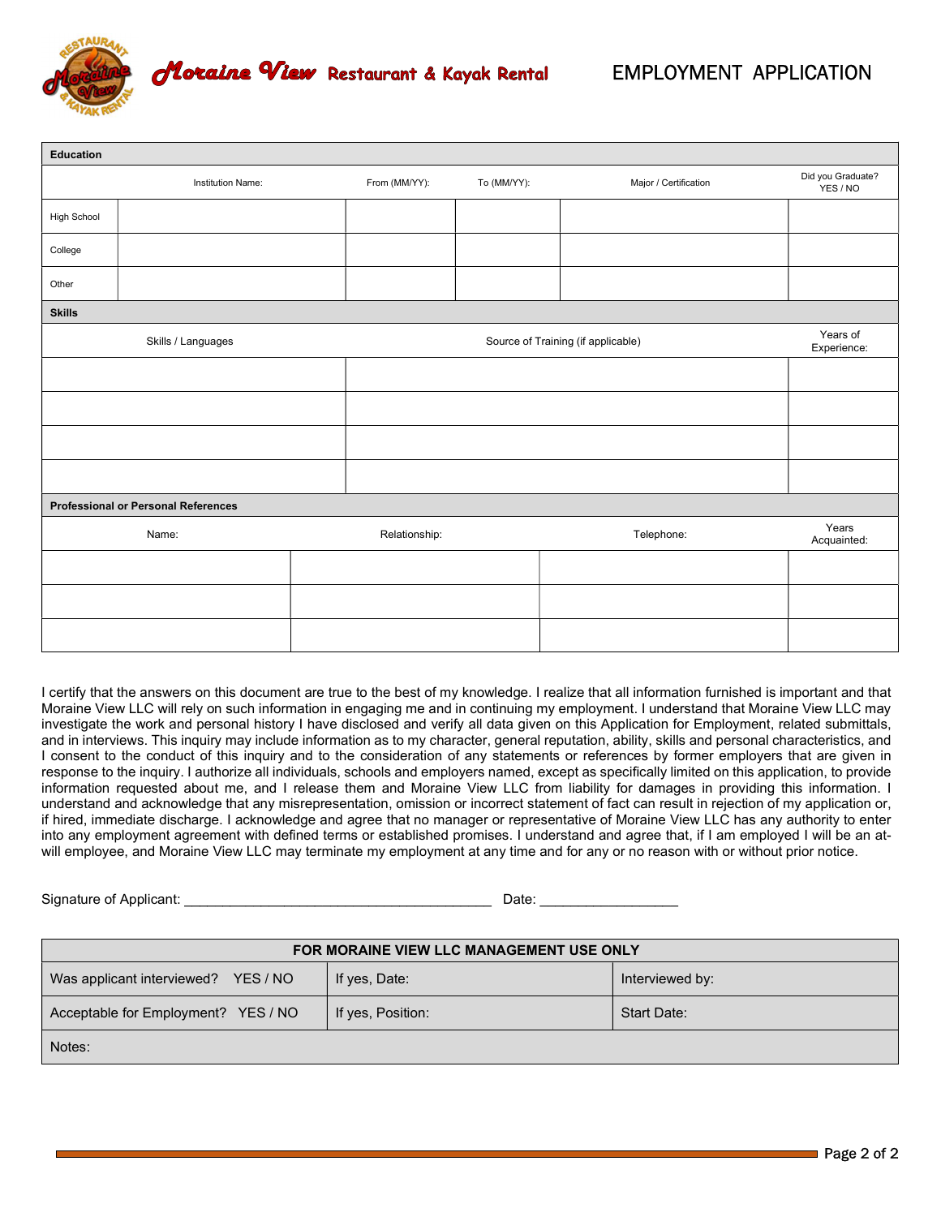Moraine View Restaurant & Kayak Rental

# EMPLOYMENT APPLICATION

| Education | | | | | |
|---|---|---|---|---|---|
| | Institution Name: | From (MM/YY): | To (MM/YY): | Major / Certification | Did you Graduate? YES / NO |
| High School | | | | | |
| College | | | | | |
| Other | | | | | |

| Skills | | |
|---|---|---|
| Skills / Languages | Source of Training (if applicable) | Years of Experience: |
| | | |
| | | |
| | | |
| | | |

| Professional or Personal References | | | |
|---|---|---|---|
| Name: | Relationship: | Telephone: | Years Acquainted: |
| | | | |
| | | | |
| | | | |

I certify that the answers on this document are true to the best of my knowledge. I realize that all information furnished is important and that Moraine View LLC will rely on such information in engaging me and in continuing my employment. I understand that Moraine View LLC may investigate the work and personal history I have disclosed and verify all data given on this Application for Employment, related submittals, and in interviews. This inquiry may include information as to my character, general reputation, ability, skills and personal characteristics, and I consent to the conduct of this inquiry and to the consideration of any statements or references by former employers that are given in response to the inquiry. I authorize all individuals, schools and employers named, except as specifically limited on this application, to provide information requested about me, and I release them and Moraine View LLC from liability for damages in providing this information. I understand and acknowledge that any misrepresentation, omission or incorrect statement of fact can result in rejection of my application or, if hired, immediate discharge. I acknowledge and agree that no manager or representative of Moraine View LLC has any authority to enter into any employment agreement with defined terms or established promises. I understand and agree that, if I am employed I will be an at-will employee, and Moraine View LLC may terminate my employment at any time and for any or no reason with or without prior notice.

Signature of Applicant: _______________________________________ Date: _________________

| FOR MORAINE VIEW LLC MANAGEMENT USE ONLY | | |
|---|---|---|
| Was applicant interviewed? YES / NO | If yes, Date: | Interviewed by: |
| Acceptable for Employment? YES / NO | If yes, Position: | Start Date: |
| Notes: | | |